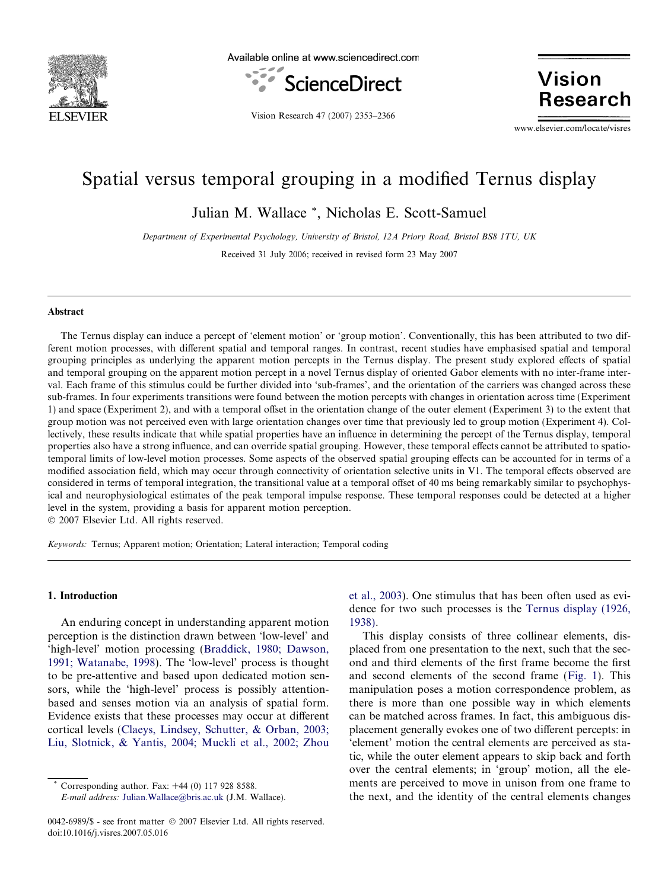# Spatial versus temporal grouping in a modified Ternus display

Julian M. Wallace *, Nicholas E. Scott-Samuel

*Department of Experimental Psychology, University of Bristol, 12A Priory Road, Bristol BS8 1TU, UK*

Received 31 July 2006; received in revised form 23 May 2007

## Abstract

The Ternus display can induce a percept of 'element motion' or 'group motion'. Conventionally, this has been attributed to two different motion processes, with different spatial and temporal ranges. In contrast, recent studies have emphasised spatial and temporal grouping principles as underlying the apparent motion percepts in the Ternus display. The present study explored effects of spatial and temporal grouping on the apparent motion percept in a novel Ternus display of oriented Gabor elements with no inter-frame interval. Each frame of this stimulus could be further divided into 'sub-frames', and the orientation of the carriers was changed across these sub-frames. In four experiments transitions were found between the motion percepts with changes in orientation across time (Experiment 1) and space (Experiment 2), and with a temporal offset in the orientation change of the outer element (Experiment 3) to the extent that group motion was not perceived even with large orientation changes over time that previously led to group motion (Experiment 4). Collectively, these results indicate that while spatial properties have an influence in determining the percept of the Ternus display, temporal properties also have a strong influence, and can override spatial grouping. However, these temporal effects cannot be attributed to spatio-temporal limits of low-level motion processes. Some aspects of the observed spatial grouping effects can be accounted for in terms of a modified association field, which may occur through connectivity of orientation selective units in V1. The temporal effects observed are considered in terms of temporal integration, the transitional value at a temporal offset of 40 ms being remarkably similar to psychophysical and neurophysiological estimates of the peak temporal impulse response. These temporal responses could be detected at a higher level in the system, providing a basis for apparent motion perception.

© 2007 Elsevier Ltd. All rights reserved.

*Keywords:* Ternus; Apparent motion; Orientation; Lateral interaction; Temporal coding

## 1. Introduction

An enduring concept in understanding apparent motion perception is the distinction drawn between 'low-level' and 'high-level' motion processing (Braddick, 1980; Dawson, 1991; Watanabe, 1998). The 'low-level' process is thought to be pre-attentive and based upon dedicated motion sensors, while the 'high-level' process is possibly attention-based and senses motion via an analysis of spatial form. Evidence exists that these processes may occur at different cortical levels (Claeys, Lindsey, Schutter, & Orban, 2003; Liu, Slotnick, & Yantis, 2004; Muckli et al., 2002; Zhou et al., 2003). One stimulus that has been often used as evidence for two such processes is the Ternus display (1926, 1938).

This display consists of three collinear elements, displaced from one presentation to the next, such that the second and third elements of the first frame become the first and second elements of the second frame (Fig. 1). This manipulation poses a motion correspondence problem, as there is more than one possible way in which elements can be matched across frames. In fact, this ambiguous displacement generally evokes one of two different percepts: in 'element' motion the central elements are perceived as static, while the outer element appears to skip back and forth over the central elements; in 'group' motion, all the elements are perceived to move in unison from one frame to the next, and the identity of the central elements changes

* Corresponding author. Fax: +44 (0) 117 928 8588.
*E-mail address:* Julian.Wallace@bris.ac.uk (J.M. Wallace).

0042-6989/$ - see front matter © 2007 Elsevier Ltd. All rights reserved.
doi:10.1016/j.visres.2007.05.016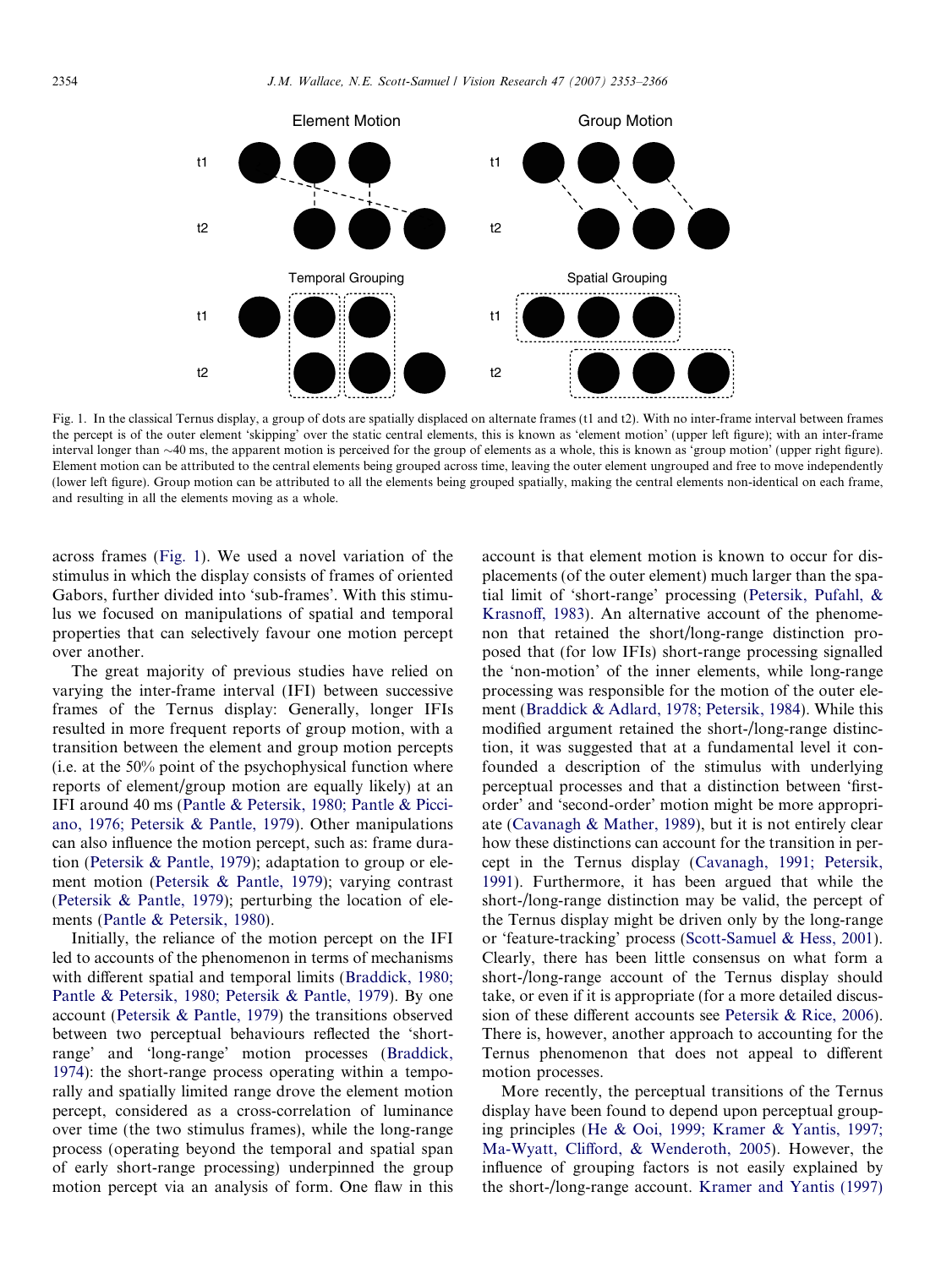Fig. 1. In the classical Ternus display, a group of dots are spatially displaced on alternate frames (t1 and t2). With no inter-frame interval between frames the percept is of the outer element 'skipping' over the static central elements, this is known as 'element motion' (upper left figure); with an inter-frame interval longer than ~40 ms, the apparent motion is perceived for the group of elements as a whole, this is known as 'group motion' (upper right figure). Element motion can be attributed to the central elements being grouped across time, leaving the outer element ungrouped and free to move independently (lower left figure). Group motion can be attributed to all the elements being grouped spatially, making the central elements non-identical on each frame, and resulting in all the elements moving as a whole.

across frames (Fig. 1). We used a novel variation of the stimulus in which the display consists of frames of oriented Gabors, further divided into 'sub-frames'. With this stimulus we focused on manipulations of spatial and temporal properties that can selectively favour one motion percept over another.

The great majority of previous studies have relied on varying the inter-frame interval (IFI) between successive frames of the Ternus display: Generally, longer IFIs resulted in more frequent reports of group motion, with a transition between the element and group motion percepts (i.e. at the 50% point of the psychophysical function where reports of element/group motion are equally likely) at an IFI around 40 ms (Pantle & Petersik, 1980; Pantle & Picciano, 1976; Petersik & Pantle, 1979). Other manipulations can also influence the motion percept, such as: frame duration (Petersik & Pantle, 1979); adaptation to group or element motion (Petersik & Pantle, 1979); varying contrast (Petersik & Pantle, 1979); perturbing the location of elements (Pantle & Petersik, 1980).

Initially, the reliance of the motion percept on the IFI led to accounts of the phenomenon in terms of mechanisms with different spatial and temporal limits (Braddick, 1980; Pantle & Petersik, 1980; Petersik & Pantle, 1979). By one account (Petersik & Pantle, 1979) the transitions observed between two perceptual behaviours reflected the 'short-range' and 'long-range' motion processes (Braddick, 1974): the short-range process operating within a temporally and spatially limited range drove the element motion percept, considered as a cross-correlation of luminance over time (the two stimulus frames), while the long-range process (operating beyond the temporal and spatial span of early short-range processing) underpinned the group motion percept via an analysis of form. One flaw in this account is that element motion is known to occur for displacements (of the outer element) much larger than the spatial limit of 'short-range' processing (Petersik, Pufahl, & Krasnoff, 1983). An alternative account of the phenomenon that retained the short/long-range distinction proposed that (for low IFIs) short-range processing signalled the 'non-motion' of the inner elements, while long-range processing was responsible for the motion of the outer element (Braddick & Adlard, 1978; Petersik, 1984). While this modified argument retained the short-/long-range distinction, it was suggested that at a fundamental level it confounded a description of the stimulus with underlying perceptual processes and that a distinction between 'first-order' and 'second-order' motion might be more appropriate (Cavanagh & Mather, 1989), but it is not entirely clear how these distinctions can account for the transition in percept in the Ternus display (Cavanagh, 1991; Petersik, 1991). Furthermore, it has been argued that while the short-/long-range distinction may be valid, the percept of the Ternus display might be driven only by the long-range or 'feature-tracking' process (Scott-Samuel & Hess, 2001). Clearly, there has been little consensus on what form a short-/long-range account of the Ternus display should take, or even if it is appropriate (for a more detailed discussion of these different accounts see Petersik & Rice, 2006). There is, however, another approach to accounting for the Ternus phenomenon that does not appeal to different motion processes.

More recently, the perceptual transitions of the Ternus display have been found to depend upon perceptual grouping principles (He & Ooi, 1999; Kramer & Yantis, 1997; Ma-Wyatt, Clifford, & Wenderoth, 2005). However, the influence of grouping factors is not easily explained by the short-/long-range account. Kramer and Yantis (1997)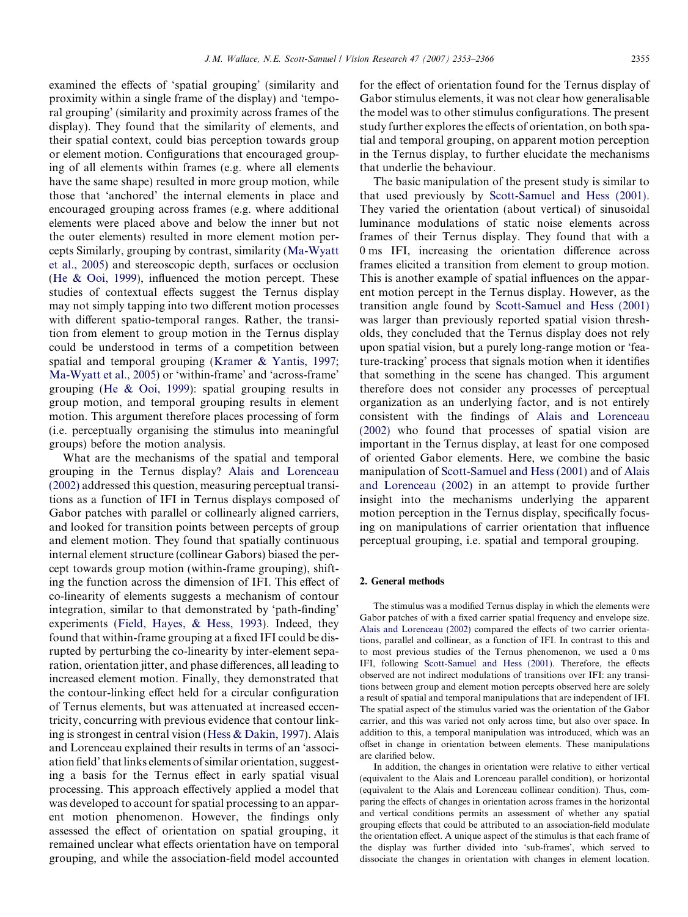examined the effects of 'spatial grouping' (similarity and proximity within a single frame of the display) and 'temporal grouping' (similarity and proximity across frames of the display). They found that the similarity of elements, and their spatial context, could bias perception towards group or element motion. Configurations that encouraged grouping of all elements within frames (e.g. where all elements have the same shape) resulted in more group motion, while those that 'anchored' the internal elements in place and encouraged grouping across frames (e.g. where additional elements were placed above and below the inner but not the outer elements) resulted in more element motion percepts Similarly, grouping by contrast, similarity (Ma-Wyatt et al., 2005) and stereoscopic depth, surfaces or occlusion (He & Ooi, 1999), influenced the motion percept. These studies of contextual effects suggest the Ternus display may not simply tapping into two different motion processes with different spatio-temporal ranges. Rather, the transition from element to group motion in the Ternus display could be understood in terms of a competition between spatial and temporal grouping (Kramer & Yantis, 1997; Ma-Wyatt et al., 2005) or 'within-frame' and 'across-frame' grouping (He & Ooi, 1999): spatial grouping results in group motion, and temporal grouping results in element motion. This argument therefore places processing of form (i.e. perceptually organising the stimulus into meaningful groups) before the motion analysis.

What are the mechanisms of the spatial and temporal grouping in the Ternus display? Alais and Lorenceau (2002) addressed this question, measuring perceptual transitions as a function of IFI in Ternus displays composed of Gabor patches with parallel or collinearly aligned carriers, and looked for transition points between percepts of group and element motion. They found that spatially continuous internal element structure (collinear Gabors) biased the percept towards group motion (within-frame grouping), shifting the function across the dimension of IFI. This effect of co-linearity of elements suggests a mechanism of contour integration, similar to that demonstrated by 'path-finding' experiments (Field, Hayes, & Hess, 1993). Indeed, they found that within-frame grouping at a fixed IFI could be disrupted by perturbing the co-linearity by inter-element separation, orientation jitter, and phase differences, all leading to increased element motion. Finally, they demonstrated that the contour-linking effect held for a circular configuration of Ternus elements, but was attenuated at increased eccentricity, concurring with previous evidence that contour linking is strongest in central vision (Hess & Dakin, 1997). Alais and Lorenceau explained their results in terms of an 'association field' that links elements of similar orientation, suggesting a basis for the Ternus effect in early spatial visual processing. This approach effectively applied a model that was developed to account for spatial processing to an apparent motion phenomenon. However, the findings only assessed the effect of orientation on spatial grouping, it remained unclear what effects orientation have on temporal grouping, and while the association-field model accounted for the effect of orientation found for the Ternus display of Gabor stimulus elements, it was not clear how generalisable the model was to other stimulus configurations. The present study further explores the effects of orientation, on both spatial and temporal grouping, on apparent motion perception in the Ternus display, to further elucidate the mechanisms that underlie the behaviour.

The basic manipulation of the present study is similar to that used previously by Scott-Samuel and Hess (2001). They varied the orientation (about vertical) of sinusoidal luminance modulations of static noise elements across frames of their Ternus display. They found that with a 0 ms IFI, increasing the orientation difference across frames elicited a transition from element to group motion. This is another example of spatial influences on the apparent motion percept in the Ternus display. However, as the transition angle found by Scott-Samuel and Hess (2001) was larger than previously reported spatial vision thresholds, they concluded that the Ternus display does not rely upon spatial vision, but a purely long-range motion or 'feature-tracking' process that signals motion when it identifies that something in the scene has changed. This argument therefore does not consider any processes of perceptual organization as an underlying factor, and is not entirely consistent with the findings of Alais and Lorenceau (2002) who found that processes of spatial vision are important in the Ternus display, at least for one composed of oriented Gabor elements. Here, we combine the basic manipulation of Scott-Samuel and Hess (2001) and of Alais and Lorenceau (2002) in an attempt to provide further insight into the mechanisms underlying the apparent motion perception in the Ternus display, specifically focusing on manipulations of carrier orientation that influence perceptual grouping, i.e. spatial and temporal grouping.

## 2. General methods

The stimulus was a modified Ternus display in which the elements were Gabor patches of with a fixed carrier spatial frequency and envelope size. Alais and Lorenceau (2002) compared the effects of two carrier orientations, parallel and collinear, as a function of IFI. In contrast to this and to most previous studies of the Ternus phenomenon, we used a 0 ms IFI, following Scott-Samuel and Hess (2001). Therefore, the effects observed are not indirect modulations of transitions over IFI: any transitions between group and element motion percepts observed here are solely a result of spatial and temporal manipulations that are independent of IFI. The spatial aspect of the stimulus varied was the orientation of the Gabor carrier, and this was varied not only across time, but also over space. In addition to this, a temporal manipulation was introduced, which was an offset in change in orientation between elements. These manipulations are clarified below.

In addition, the changes in orientation were relative to either vertical (equivalent to the Alais and Lorenceau parallel condition), or horizontal (equivalent to the Alais and Lorenceau collinear condition). Thus, comparing the effects of changes in orientation across frames in the horizontal and vertical conditions permits an assessment of whether any spatial grouping effects that could be attributed to an association-field modulate the orientation effect. A unique aspect of the stimulus is that each frame of the display was further divided into 'sub-frames', which served to dissociate the changes in orientation with changes in element location.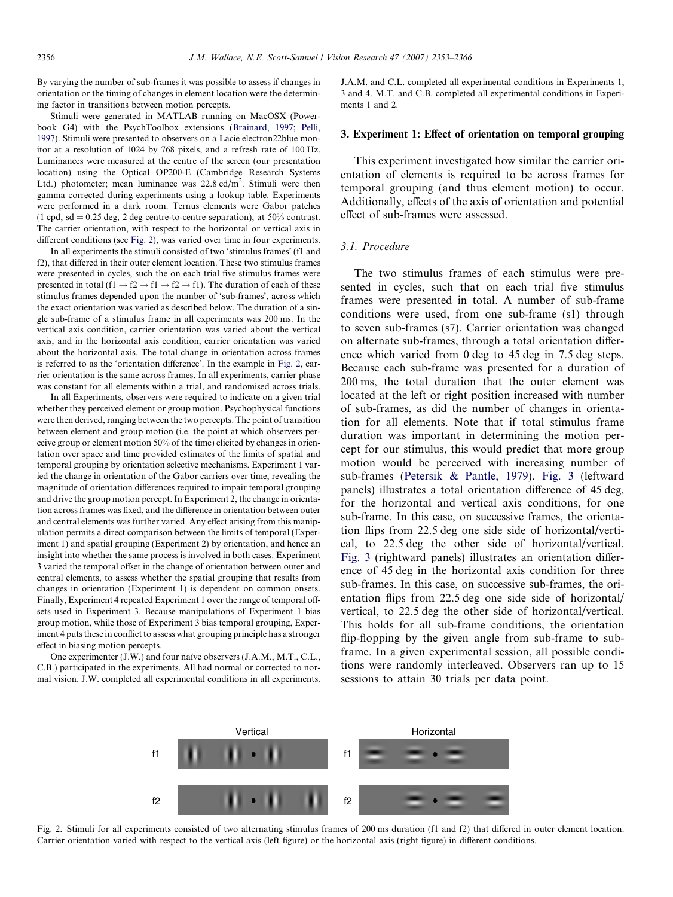By varying the number of sub-frames it was possible to assess if changes in orientation or the timing of changes in element location were the determining factor in transitions between motion percepts.

Stimuli were generated in MATLAB running on MacOSX (Powerbook G4) with the PsychToolbox extensions (Brainard, 1997; Pelli, 1997). Stimuli were presented to observers on a Lacie electron22blue monitor at a resolution of 1024 by 768 pixels, and a refresh rate of 100 Hz. Luminances were measured at the centre of the screen (our presentation location) using the Optical OP200-E (Cambridge Research Systems Ltd.) photometer; mean luminance was 22.8 cd/m$^2$. Stimuli were then gamma corrected during experiments using a lookup table. Experiments were performed in a dark room. Ternus elements were Gabor patches (1 cpd, sd = 0.25 deg, 2 deg centre-to-centre separation), at 50% contrast. The carrier orientation, with respect to the horizontal or vertical axis in different conditions (see Fig. 2), was varied over time in four experiments.

In all experiments the stimuli consisted of two 'stimulus frames' (f1 and f2), that differed in their outer element location. These two stimulus frames were presented in cycles, such the on each trial five stimulus frames were presented in total (f1 → f2 → f1 → f2 → f1). The duration of each of these stimulus frames depended upon the number of 'sub-frames', across which the exact orientation was varied as described below. The duration of a single sub-frame of a stimulus frame in all experiments was 200 ms. In the vertical axis condition, carrier orientation was varied about the vertical axis, and in the horizontal axis condition, carrier orientation was varied about the horizontal axis. The total change in orientation across frames is referred to as the 'orientation difference'. In the example in Fig. 2, carrier orientation is the same across frames. In all experiments, carrier phase was constant for all elements within a trial, and randomised across trials.

In all Experiments, observers were required to indicate on a given trial whether they perceived element or group motion. Psychophysical functions were then derived, ranging between the two percepts. The point of transition between element and group motion (i.e. the point at which observers perceive group or element motion 50% of the time) elicited by changes in orientation over space and time provided estimates of the limits of spatial and temporal grouping by orientation selective mechanisms. Experiment 1 varied the change in orientation of the Gabor carriers over time, revealing the magnitude of orientation differences required to impair temporal grouping and drive the group motion percept. In Experiment 2, the change in orientation across frames was fixed, and the difference in orientation between outer and central elements was further varied. Any effect arising from this manipulation permits a direct comparison between the limits of temporal (Experiment 1) and spatial grouping (Experiment 2) by orientation, and hence an insight into whether the same process is involved in both cases. Experiment 3 varied the temporal offset in the change of orientation between outer and central elements, to assess whether the spatial grouping that results from changes in orientation (Experiment 1) is dependent on common onsets. Finally, Experiment 4 repeated Experiment 1 over the range of temporal offsets used in Experiment 3. Because manipulations of Experiment 1 bias group motion, while those of Experiment 3 bias temporal grouping, Experiment 4 puts these in conflict to assess what grouping principle has a stronger effect in biasing motion percepts.

One experimenter (J.W.) and four naïve observers (J.A.M., M.T., C.L., C.B.) participated in the experiments. All had normal or corrected to normal vision. J.W. completed all experimental conditions in all experiments. J.A.M. and C.L. completed all experimental conditions in Experiments 1, 3 and 4. M.T. and C.B. completed all experimental conditions in Experiments 1 and 2.

## 3. Experiment 1: Effect of orientation on temporal grouping

This experiment investigated how similar the carrier orientation of elements is required to be across frames for temporal grouping (and thus element motion) to occur. Additionally, effects of the axis of orientation and potential effect of sub-frames were assessed.

### 3.1. Procedure

The two stimulus frames of each stimulus were presented in cycles, such that on each trial five stimulus frames were presented in total. A number of sub-frame conditions were used, from one sub-frame (s1) through to seven sub-frames (s7). Carrier orientation was changed on alternate sub-frames, through a total orientation difference which varied from 0 deg to 45 deg in 7.5 deg steps. Because each sub-frame was presented for a duration of 200 ms, the total duration that the outer element was located at the left or right position increased with number of sub-frames, as did the number of changes in orientation for all elements. Note that if total stimulus frame duration was important in determining the motion percept for our stimulus, this would predict that more group motion would be perceived with increasing number of sub-frames (Petersik & Pantle, 1979). Fig. 3 (leftward panels) illustrates a total orientation difference of 45 deg, for the horizontal and vertical axis conditions, for one sub-frame. In this case, on successive frames, the orientation flips from 22.5 deg one side side of horizontal/vertical, to 22.5 deg the other side of horizontal/vertical. Fig. 3 (rightward panels) illustrates an orientation difference of 45 deg in the horizontal axis condition for three sub-frames. In this case, on successive sub-frames, the orientation flips from 22.5 deg one side side of horizontal/vertical, to 22.5 deg the other side of horizontal/vertical. This holds for all sub-frame conditions, the orientation flip-flopping by the given angle from sub-frame to sub-frame. In a given experimental session, all possible conditions were randomly interleaved. Observers ran up to 15 sessions to attain 30 trials per data point.

Fig. 2. Stimuli for all experiments consisted of two alternating stimulus frames of 200 ms duration (f1 and f2) that differed in outer element location. Carrier orientation varied with respect to the vertical axis (left figure) or the horizontal axis (right figure) in different conditions.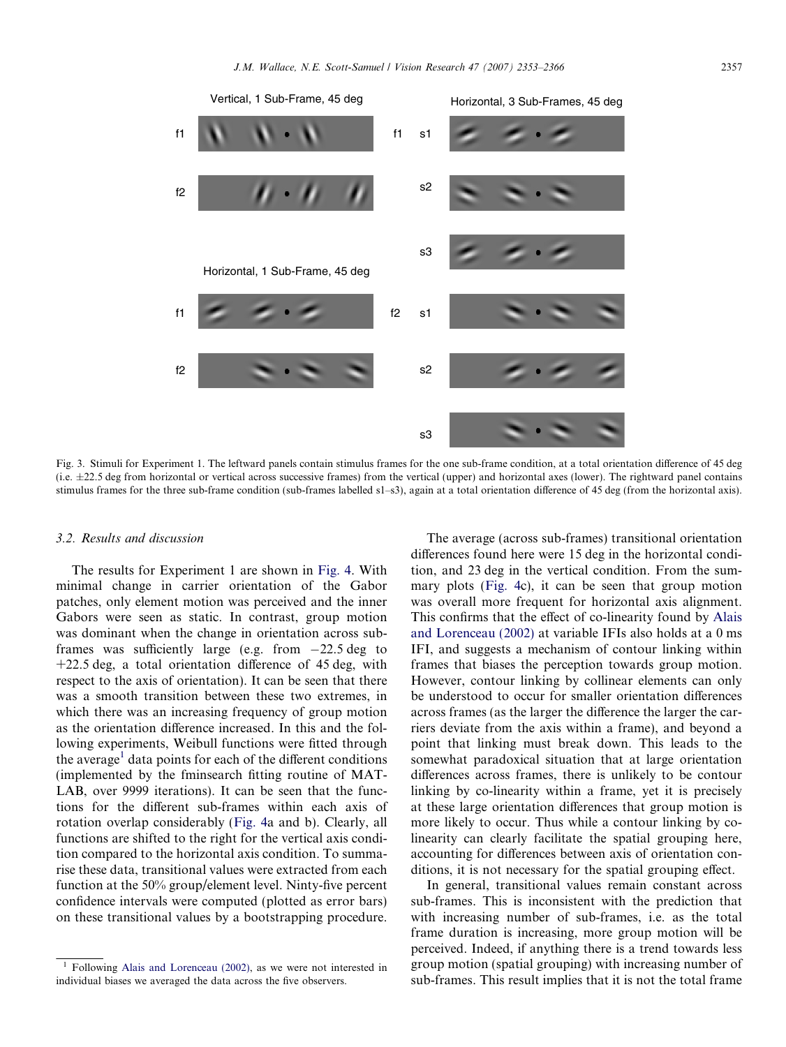Fig. 3. Stimuli for Experiment 1. The leftward panels contain stimulus frames for the one sub-frame condition, at a total orientation difference of 45 deg (i.e. ±22.5 deg from horizontal or vertical across successive frames) from the vertical (upper) and horizontal axes (lower). The rightward panel contains stimulus frames for the three sub-frame condition (sub-frames labelled s1–s3), again at a total orientation difference of 45 deg (from the horizontal axis).

### 3.2. Results and discussion

The results for Experiment 1 are shown in Fig. 4. With minimal change in carrier orientation of the Gabor patches, only element motion was perceived and the inner Gabors were seen as static. In contrast, group motion was dominant when the change in orientation across sub-frames was sufficiently large (e.g. from −22.5 deg to +22.5 deg, a total orientation difference of 45 deg, with respect to the axis of orientation). It can be seen that there was a smooth transition between these two extremes, in which there was an increasing frequency of group motion as the orientation difference increased. In this and the following experiments, Weibull functions were fitted through the average[1] data points for each of the different conditions (implemented by the fminsearch fitting routine of MATLAB, over 9999 iterations). It can be seen that the functions for the different sub-frames within each axis of rotation overlap considerably (Fig. 4a and b). Clearly, all functions are shifted to the right for the vertical axis condition compared to the horizontal axis condition. To summarise these data, transitional values were extracted from each function at the 50% group/element level. Ninty-five percent confidence intervals were computed (plotted as error bars) on these transitional values by a bootstrapping procedure.

The average (across sub-frames) transitional orientation differences found here were 15 deg in the horizontal condition, and 23 deg in the vertical condition. From the summary plots (Fig. 4c), it can be seen that group motion was overall more frequent for horizontal axis alignment. This confirms that the effect of co-linearity found by Alais and Lorenceau (2002) at variable IFIs also holds at a 0 ms IFI, and suggests a mechanism of contour linking within frames that biases the perception towards group motion. However, contour linking by collinear elements can only be understood to occur for smaller orientation differences across frames (as the larger the difference the larger the carriers deviate from the axis within a frame), and beyond a point that linking must break down. This leads to the somewhat paradoxical situation that at large orientation differences across frames, there is unlikely to be contour linking by co-linearity within a frame, yet it is precisely at these large orientation differences that group motion is more likely to occur. Thus while a contour linking by co-linearity can clearly facilitate the spatial grouping here, accounting for differences between axis of orientation conditions, it is not necessary for the spatial grouping effect.

In general, transitional values remain constant across sub-frames. This is inconsistent with the prediction that with increasing number of sub-frames, i.e. as the total frame duration is increasing, more group motion will be perceived. Indeed, if anything there is a trend towards less group motion (spatial grouping) with increasing number of sub-frames. This result implies that it is not the total frame

[1] Following Alais and Lorenceau (2002), as we were not interested in individual biases we averaged the data across the five observers.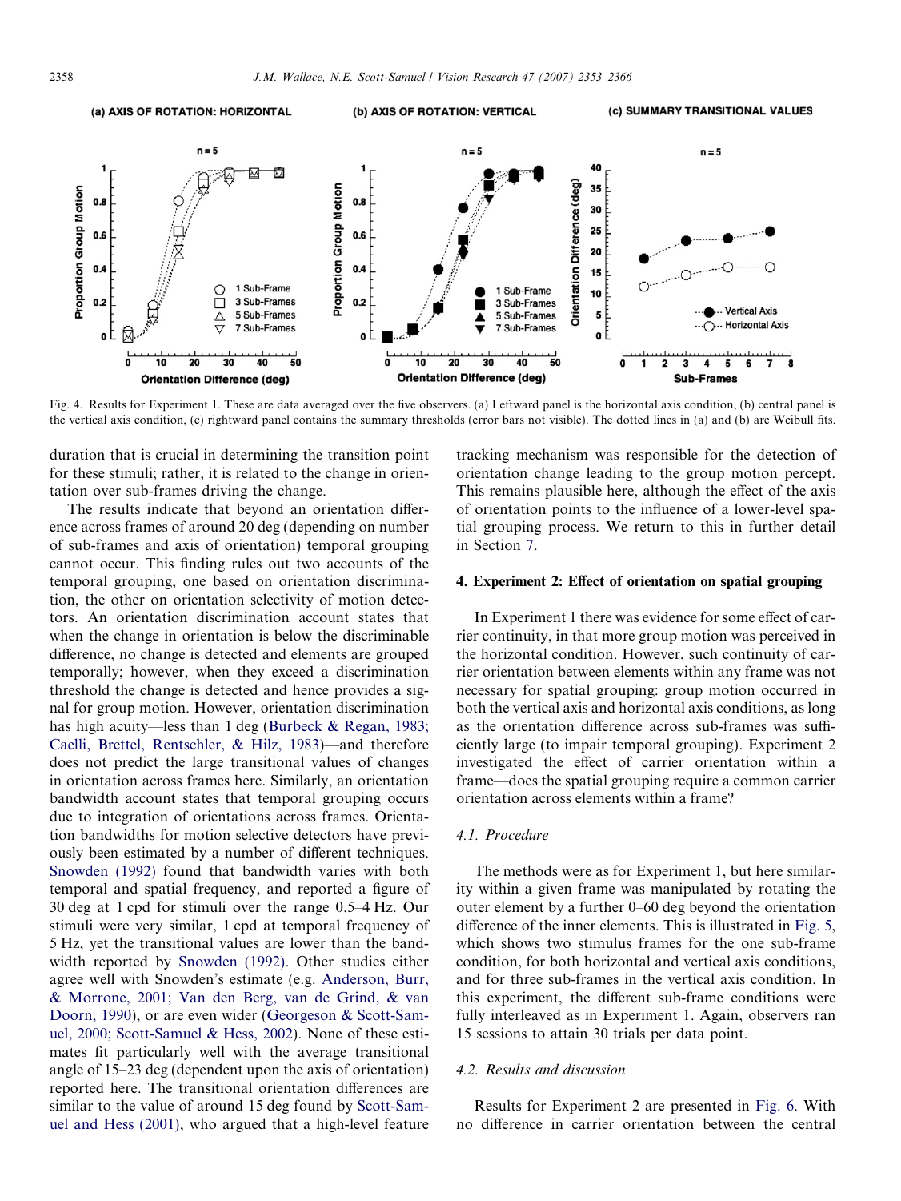Fig. 4. Results for Experiment 1. These are data averaged over the five observers. (a) Leftward panel is the horizontal axis condition, (b) central panel is the vertical axis condition, (c) rightward panel contains the summary thresholds (error bars not visible). The dotted lines in (a) and (b) are Weibull fits.

duration that is crucial in determining the transition point for these stimuli; rather, it is related to the change in orientation over sub-frames driving the change.

The results indicate that beyond an orientation difference across frames of around 20 deg (depending on number of sub-frames and axis of orientation) temporal grouping cannot occur. This finding rules out two accounts of the temporal grouping, one based on orientation discrimination, the other on orientation selectivity of motion detectors. An orientation discrimination account states that when the change in orientation is below the discriminable difference, no change is detected and elements are grouped temporally; however, when they exceed a discrimination threshold the change is detected and hence provides a signal for group motion. However, orientation discrimination has high acuity—less than 1 deg (Burbeck & Regan, 1983; Caelli, Brettel, Rentschler, & Hilz, 1983)—and therefore does not predict the large transitional values of changes in orientation across frames here. Similarly, an orientation bandwidth account states that temporal grouping occurs due to integration of orientations across frames. Orientation bandwidths for motion selective detectors have previously been estimated by a number of different techniques. Snowden (1992) found that bandwidth varies with both temporal and spatial frequency, and reported a figure of 30 deg at 1 cpd for stimuli over the range 0.5–4 Hz. Our stimuli were very similar, 1 cpd at temporal frequency of 5 Hz, yet the transitional values are lower than the bandwidth reported by Snowden (1992). Other studies either agree well with Snowden's estimate (e.g. Anderson, Burr, & Morrone, 2001; Van den Berg, van de Grind, & van Doorn, 1990), or are even wider (Georgeson & Scott-Samuel, 2000; Scott-Samuel & Hess, 2002). None of these estimates fit particularly well with the average transitional angle of 15–23 deg (dependent upon the axis of orientation) reported here. The transitional orientation differences are similar to the value of around 15 deg found by Scott-Samuel and Hess (2001), who argued that a high-level feature tracking mechanism was responsible for the detection of orientation change leading to the group motion percept. This remains plausible here, although the effect of the axis of orientation points to the influence of a lower-level spatial grouping process. We return to this in further detail in Section 7.

## 4. Experiment 2: Effect of orientation on spatial grouping

In Experiment 1 there was evidence for some effect of carrier continuity, in that more group motion was perceived in the horizontal condition. However, such continuity of carrier orientation between elements within any frame was not necessary for spatial grouping: group motion occurred in both the vertical axis and horizontal axis conditions, as long as the orientation difference across sub-frames was sufficiently large (to impair temporal grouping). Experiment 2 investigated the effect of carrier orientation within a frame—does the spatial grouping require a common carrier orientation across elements within a frame?

### 4.1. Procedure

The methods were as for Experiment 1, but here similarity within a given frame was manipulated by rotating the outer element by a further 0–60 deg beyond the orientation difference of the inner elements. This is illustrated in Fig. 5, which shows two stimulus frames for the one sub-frame condition, for both horizontal and vertical axis conditions, and for three sub-frames in the vertical axis condition. In this experiment, the different sub-frame conditions were fully interleaved as in Experiment 1. Again, observers ran 15 sessions to attain 30 trials per data point.

### 4.2. Results and discussion

Results for Experiment 2 are presented in Fig. 6. With no difference in carrier orientation between the central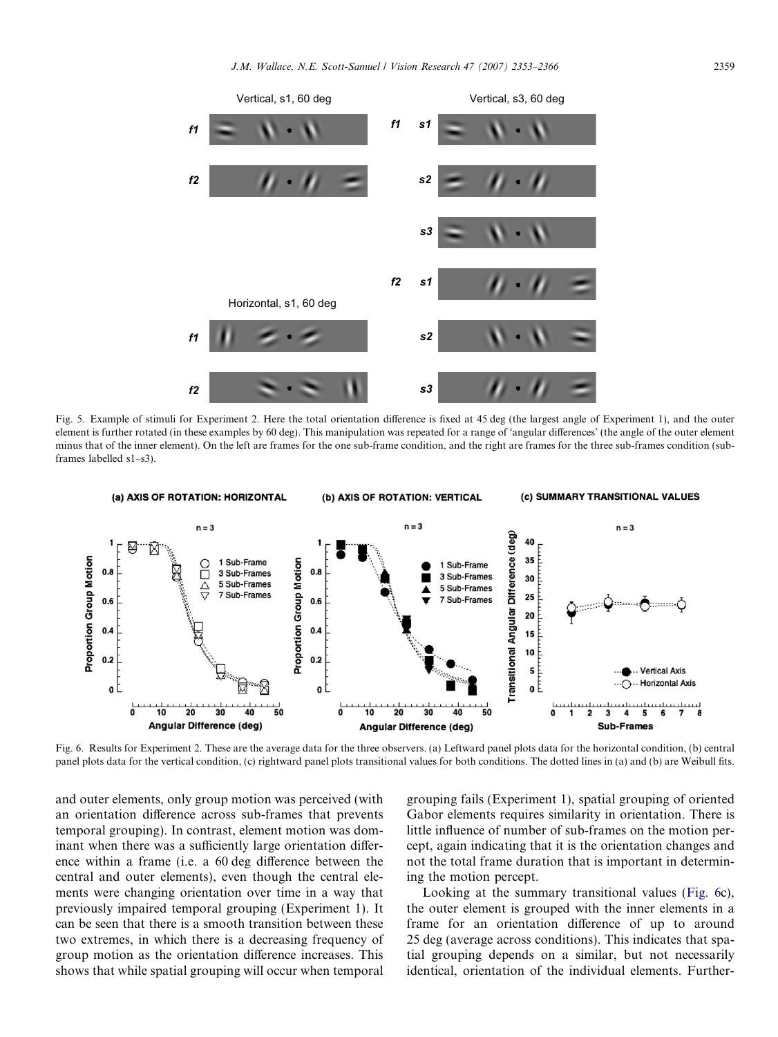Fig. 5. Example of stimuli for Experiment 2. Here the total orientation difference is fixed at 45 deg (the largest angle of Experiment 1), and the outer element is further rotated (in these examples by 60 deg). This manipulation was repeated for a range of 'angular differences' (the angle of the outer element minus that of the inner element). On the left are frames for the one sub-frame condition, and the right are frames for the three sub-frames condition (sub-frames labelled s1–s3).

Fig. 6. Results for Experiment 2. These are the average data for the three observers. (a) Leftward panel plots data for the horizontal condition, (b) central panel plots data for the vertical condition, (c) rightward panel plots transitional values for both conditions. The dotted lines in (a) and (b) are Weibull fits.

and outer elements, only group motion was perceived (with an orientation difference across sub-frames that prevents temporal grouping). In contrast, element motion was dominant when there was a sufficiently large orientation difference within a frame (i.e. a 60 deg difference between the central and outer elements), even though the central elements were changing orientation over time in a way that previously impaired temporal grouping (Experiment 1). It can be seen that there is a smooth transition between these two extremes, in which there is a decreasing frequency of group motion as the orientation difference increases. This shows that while spatial grouping will occur when temporal grouping fails (Experiment 1), spatial grouping of oriented Gabor elements requires similarity in orientation. There is little influence of number of sub-frames on the motion percept, again indicating that it is the orientation changes and not the total frame duration that is important in determining the motion percept.

Looking at the summary transitional values (Fig. 6c), the outer element is grouped with the inner elements in a frame for an orientation difference of up to around 25 deg (average across conditions). This indicates that spatial grouping depends on a similar, but not necessarily identical, orientation of the individual elements. Further-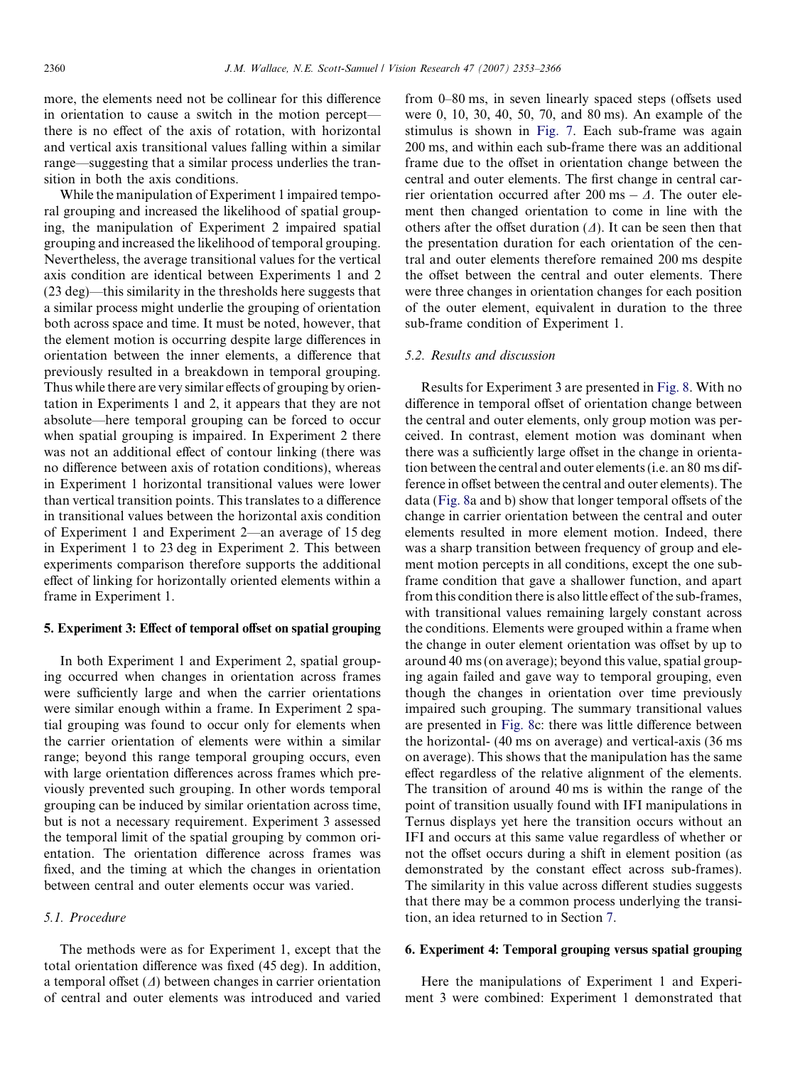more, the elements need not be collinear for this difference in orientation to cause a switch in the motion percept—there is no effect of the axis of rotation, with horizontal and vertical axis transitional values falling within a similar range—suggesting that a similar process underlies the transition in both the axis conditions.

While the manipulation of Experiment 1 impaired temporal grouping and increased the likelihood of spatial grouping, the manipulation of Experiment 2 impaired spatial grouping and increased the likelihood of temporal grouping. Nevertheless, the average transitional values for the vertical axis condition are identical between Experiments 1 and 2 (23 deg)—this similarity in the thresholds here suggests that a similar process might underlie the grouping of orientation both across space and time. It must be noted, however, that the element motion is occurring despite large differences in orientation between the inner elements, a difference that previously resulted in a breakdown in temporal grouping. Thus while there are very similar effects of grouping by orientation in Experiments 1 and 2, it appears that they are not absolute—here temporal grouping can be forced to occur when spatial grouping is impaired. In Experiment 2 there was not an additional effect of contour linking (there was no difference between axis of rotation conditions), whereas in Experiment 1 horizontal transitional values were lower than vertical transition points. This translates to a difference in transitional values between the horizontal axis condition of Experiment 1 and Experiment 2—an average of 15 deg in Experiment 1 to 23 deg in Experiment 2. This between experiments comparison therefore supports the additional effect of linking for horizontally oriented elements within a frame in Experiment 1.

## 5. Experiment 3: Effect of temporal offset on spatial grouping

In both Experiment 1 and Experiment 2, spatial grouping occurred when changes in orientation across frames were sufficiently large and when the carrier orientations were similar enough within a frame. In Experiment 2 spatial grouping was found to occur only for elements when the carrier orientation of elements were within a similar range; beyond this range temporal grouping occurs, even with large orientation differences across frames which previously prevented such grouping. In other words temporal grouping can be induced by similar orientation across time, but is not a necessary requirement. Experiment 3 assessed the temporal limit of the spatial grouping by common orientation. The orientation difference across frames was fixed, and the timing at which the changes in orientation between central and outer elements occur was varied.

### 5.1. Procedure

The methods were as for Experiment 1, except that the total orientation difference was fixed (45 deg). In addition, a temporal offset ($\Delta$) between changes in carrier orientation of central and outer elements was introduced and varied from 0–80 ms, in seven linearly spaced steps (offsets used were 0, 10, 30, 40, 50, 70, and 80 ms). An example of the stimulus is shown in Fig. 7. Each sub-frame was again 200 ms, and within each sub-frame there was an additional frame due to the offset in orientation change between the central and outer elements. The first change in central carrier orientation occurred after 200 ms $- \Delta$. The outer element then changed orientation to come in line with the others after the offset duration ($\Delta$). It can be seen then that the presentation duration for each orientation of the central and outer elements therefore remained 200 ms despite the offset between the central and outer elements. There were three changes in orientation changes for each position of the outer element, equivalent in duration to the three sub-frame condition of Experiment 1.

### 5.2. Results and discussion

Results for Experiment 3 are presented in Fig. 8. With no difference in temporal offset of orientation change between the central and outer elements, only group motion was perceived. In contrast, element motion was dominant when there was a sufficiently large offset in the change in orientation between the central and outer elements (i.e. an 80 ms difference in offset between the central and outer elements). The data (Fig. 8a and b) show that longer temporal offsets of the change in carrier orientation between the central and outer elements resulted in more element motion. Indeed, there was a sharp transition between frequency of group and element motion percepts in all conditions, except the one sub-frame condition that gave a shallower function, and apart from this condition there is also little effect of the sub-frames, with transitional values remaining largely constant across the conditions. Elements were grouped within a frame when the change in outer element orientation was offset by up to around 40 ms (on average); beyond this value, spatial grouping again failed and gave way to temporal grouping, even though the changes in orientation over time previously impaired such grouping. The summary transitional values are presented in Fig. 8c: there was little difference between the horizontal- (40 ms on average) and vertical-axis (36 ms on average). This shows that the manipulation has the same effect regardless of the relative alignment of the elements. The transition of around 40 ms is within the range of the point of transition usually found with IFI manipulations in Ternus displays yet here the transition occurs without an IFI and occurs at this same value regardless of whether or not the offset occurs during a shift in element position (as demonstrated by the constant effect across sub-frames). The similarity in this value across different studies suggests that there may be a common process underlying the transition, an idea returned to in Section 7.

## 6. Experiment 4: Temporal grouping versus spatial grouping

Here the manipulations of Experiment 1 and Experiment 3 were combined: Experiment 1 demonstrated that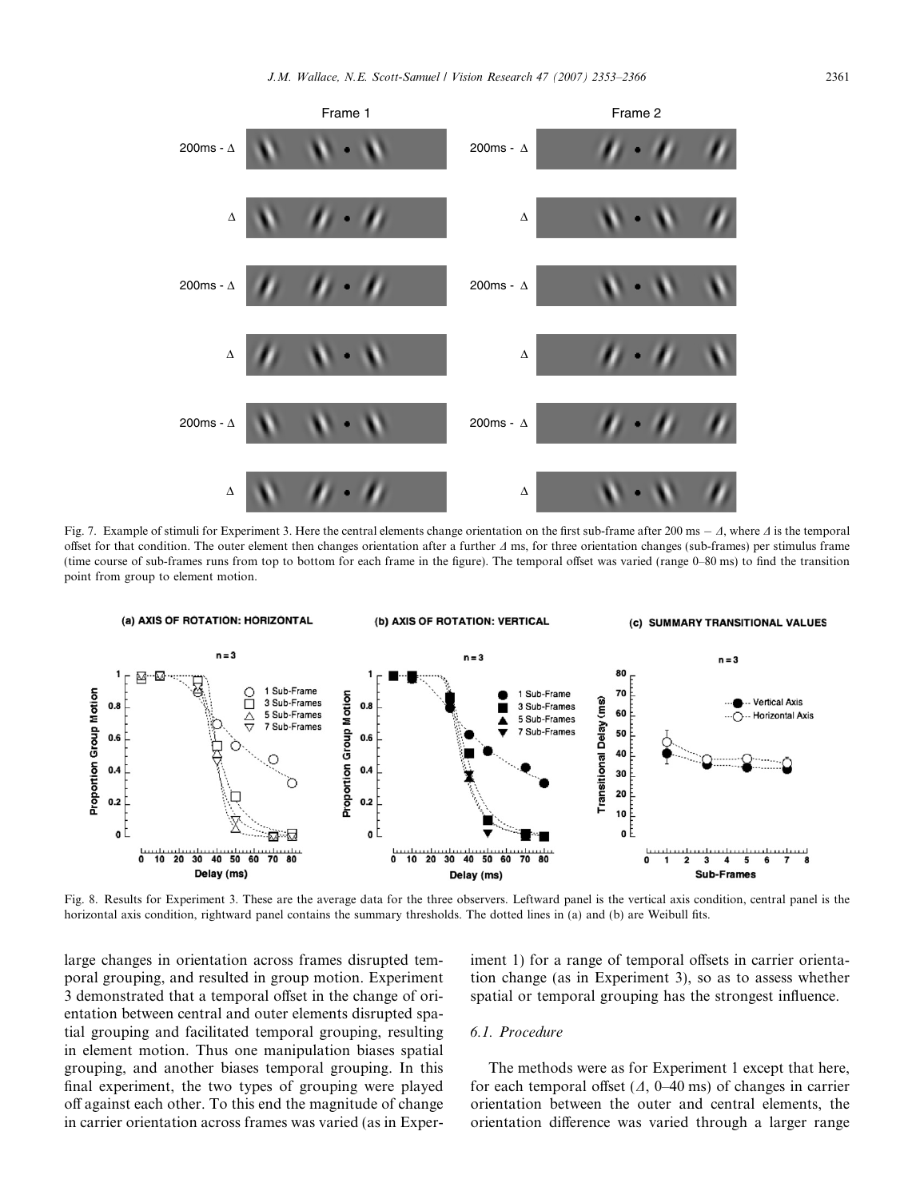Fig. 7. Example of stimuli for Experiment 3. Here the central elements change orientation on the first sub-frame after 200 ms − $\Delta$, where $\Delta$ is the temporal offset for that condition. The outer element then changes orientation after a further $\Delta$ ms, for three orientation changes (sub-frames) per stimulus frame (time course of sub-frames runs from top to bottom for each frame in the figure). The temporal offset was varied (range 0–80 ms) to find the transition point from group to element motion.

Fig. 8. Results for Experiment 3. These are the average data for the three observers. Leftward panel is the vertical axis condition, central panel is the horizontal axis condition, rightward panel contains the summary thresholds. The dotted lines in (a) and (b) are Weibull fits.

large changes in orientation across frames disrupted temporal grouping, and resulted in group motion. Experiment 3 demonstrated that a temporal offset in the change of orientation between central and outer elements disrupted spatial grouping and facilitated temporal grouping, resulting in element motion. Thus one manipulation biases spatial grouping, and another biases temporal grouping. In this final experiment, the two types of grouping were played off against each other. To this end the magnitude of change in carrier orientation across frames was varied (as in Experiment 1) for a range of temporal offsets in carrier orientation change (as in Experiment 3), so as to assess whether spatial or temporal grouping has the strongest influence.

### 6.1. Procedure

The methods were as for Experiment 1 except that here, for each temporal offset ($\Delta$, 0–40 ms) of changes in carrier orientation between the outer and central elements, the orientation difference was varied through a larger range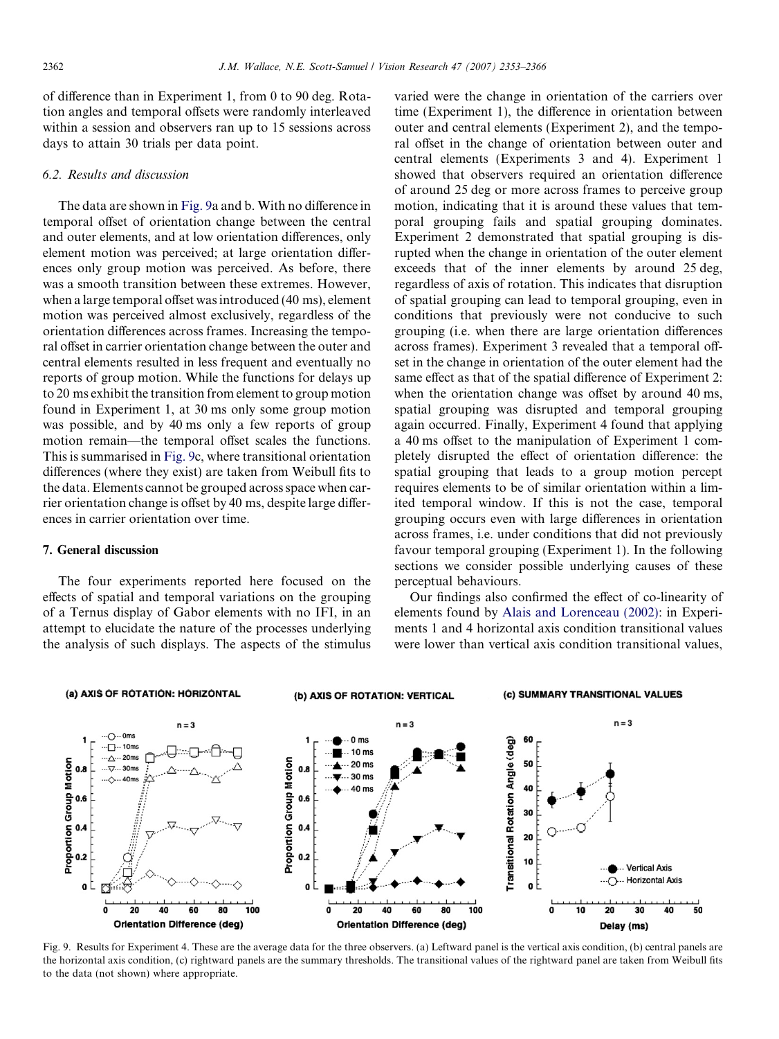of difference than in Experiment 1, from 0 to 90 deg. Rotation angles and temporal offsets were randomly interleaved within a session and observers ran up to 15 sessions across days to attain 30 trials per data point.

### 6.2. Results and discussion

The data are shown in Fig. 9a and b. With no difference in temporal offset of orientation change between the central and outer elements, and at low orientation differences, only element motion was perceived; at large orientation differences only group motion was perceived. As before, there was a smooth transition between these extremes. However, when a large temporal offset was introduced (40 ms), element motion was perceived almost exclusively, regardless of the orientation differences across frames. Increasing the temporal offset in carrier orientation change between the outer and central elements resulted in less frequent and eventually no reports of group motion. While the functions for delays up to 20 ms exhibit the transition from element to group motion found in Experiment 1, at 30 ms only some group motion was possible, and by 40 ms only a few reports of group motion remain—the temporal offset scales the functions. This is summarised in Fig. 9c, where transitional orientation differences (where they exist) are taken from Weibull fits to the data. Elements cannot be grouped across space when carrier orientation change is offset by 40 ms, despite large differences in carrier orientation over time.

## 7. General discussion

The four experiments reported here focused on the effects of spatial and temporal variations on the grouping of a Ternus display of Gabor elements with no IFI, in an attempt to elucidate the nature of the processes underlying the analysis of such displays. The aspects of the stimulus varied were the change in orientation of the carriers over time (Experiment 1), the difference in orientation between outer and central elements (Experiment 2), and the temporal offset in the change of orientation between outer and central elements (Experiments 3 and 4). Experiment 1 showed that observers required an orientation difference of around 25 deg or more across frames to perceive group motion, indicating that it is around these values that temporal grouping fails and spatial grouping dominates. Experiment 2 demonstrated that spatial grouping is disrupted when the change in orientation of the outer element exceeds that of the inner elements by around 25 deg, regardless of axis of rotation. This indicates that disruption of spatial grouping can lead to temporal grouping, even in conditions that previously were not conducive to such grouping (i.e. when there are large orientation differences across frames). Experiment 3 revealed that a temporal offset in the change in orientation of the outer element had the same effect as that of the spatial difference of Experiment 2: when the orientation change was offset by around 40 ms, spatial grouping was disrupted and temporal grouping again occurred. Finally, Experiment 4 found that applying a 40 ms offset to the manipulation of Experiment 1 completely disrupted the effect of orientation difference: the spatial grouping that leads to a group motion percept requires elements to be of similar orientation within a limited temporal window. If this is not the case, temporal grouping occurs even with large differences in orientation across frames, i.e. under conditions that did not previously favour temporal grouping (Experiment 1). In the following sections we consider possible underlying causes of these perceptual behaviours.

Our findings also confirmed the effect of co-linearity of elements found by Alais and Lorenceau (2002): in Experiments 1 and 4 horizontal axis condition transitional values were lower than vertical axis condition transitional values,

Fig. 9. Results for Experiment 4. These are the average data for the three observers. (a) Leftward panel is the vertical axis condition, (b) central panels are the horizontal axis condition, (c) rightward panels are the summary thresholds. The transitional values of the rightward panel are taken from Weibull fits to the data (not shown) where appropriate.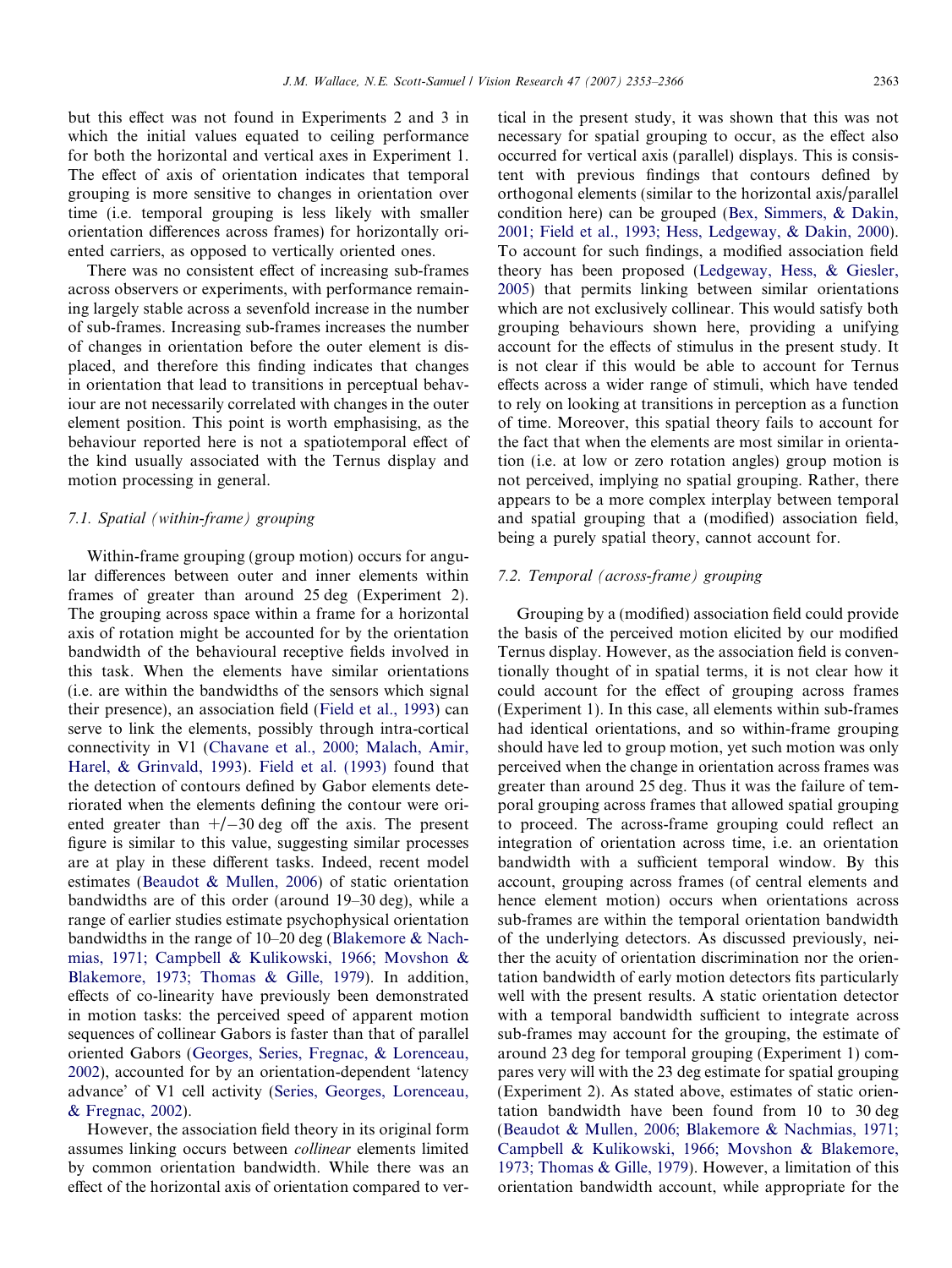but this effect was not found in Experiments 2 and 3 in which the initial values equated to ceiling performance for both the horizontal and vertical axes in Experiment 1. The effect of axis of orientation indicates that temporal grouping is more sensitive to changes in orientation over time (i.e. temporal grouping is less likely with smaller orientation differences across frames) for horizontally oriented carriers, as opposed to vertically oriented ones.

There was no consistent effect of increasing sub-frames across observers or experiments, with performance remaining largely stable across a sevenfold increase in the number of sub-frames. Increasing sub-frames increases the number of changes in orientation before the outer element is displaced, and therefore this finding indicates that changes in orientation that lead to transitions in perceptual behaviour are not necessarily correlated with changes in the outer element position. This point is worth emphasising, as the behaviour reported here is not a spatiotemporal effect of the kind usually associated with the Ternus display and motion processing in general.

### 7.1. Spatial (within-frame) grouping

Within-frame grouping (group motion) occurs for angular differences between outer and inner elements within frames of greater than around 25 deg (Experiment 2). The grouping across space within a frame for a horizontal axis of rotation might be accounted for by the orientation bandwidth of the behavioural receptive fields involved in this task. When the elements have similar orientations (i.e. are within the bandwidths of the sensors which signal their presence), an association field (Field et al., 1993) can serve to link the elements, possibly through intra-cortical connectivity in V1 (Chavane et al., 2000; Malach, Amir, Harel, & Grinvald, 1993). Field et al. (1993) found that the detection of contours defined by Gabor elements deteriorated when the elements defining the contour were oriented greater than +/−30 deg off the axis. The present figure is similar to this value, suggesting similar processes are at play in these different tasks. Indeed, recent model estimates (Beaudot & Mullen, 2006) of static orientation bandwidths are of this order (around 19–30 deg), while a range of earlier studies estimate psychophysical orientation bandwidths in the range of 10–20 deg (Blakemore & Nachmias, 1971; Campbell & Kulikowski, 1966; Movshon & Blakemore, 1973; Thomas & Gille, 1979). In addition, effects of co-linearity have previously been demonstrated in motion tasks: the perceived speed of apparent motion sequences of collinear Gabors is faster than that of parallel oriented Gabors (Georges, Series, Fregnac, & Lorenceau, 2002), accounted for by an orientation-dependent 'latency advance' of V1 cell activity (Series, Georges, Lorenceau, & Fregnac, 2002).

However, the association field theory in its original form assumes linking occurs between *collinear* elements limited by common orientation bandwidth. While there was an effect of the horizontal axis of orientation compared to vertical in the present study, it was shown that this was not necessary for spatial grouping to occur, as the effect also occurred for vertical axis (parallel) displays. This is consistent with previous findings that contours defined by orthogonal elements (similar to the horizontal axis/parallel condition here) can be grouped (Bex, Simmers, & Dakin, 2001; Field et al., 1993; Hess, Ledgeway, & Dakin, 2000). To account for such findings, a modified association field theory has been proposed (Ledgeway, Hess, & Giesler, 2005) that permits linking between similar orientations which are not exclusively collinear. This would satisfy both grouping behaviours shown here, providing a unifying account for the effects of stimulus in the present study. It is not clear if this would be able to account for Ternus effects across a wider range of stimuli, which have tended to rely on looking at transitions in perception as a function of time. Moreover, this spatial theory fails to account for the fact that when the elements are most similar in orientation (i.e. at low or zero rotation angles) group motion is not perceived, implying no spatial grouping. Rather, there appears to be a more complex interplay between temporal and spatial grouping that a (modified) association field, being a purely spatial theory, cannot account for.

### 7.2. Temporal (across-frame) grouping

Grouping by a (modified) association field could provide the basis of the perceived motion elicited by our modified Ternus display. However, as the association field is conventionally thought of in spatial terms, it is not clear how it could account for the effect of grouping across frames (Experiment 1). In this case, all elements within sub-frames had identical orientations, and so within-frame grouping should have led to group motion, yet such motion was only perceived when the change in orientation across frames was greater than around 25 deg. Thus it was the failure of temporal grouping across frames that allowed spatial grouping to proceed. The across-frame grouping could reflect an integration of orientation across time, i.e. an orientation bandwidth with a sufficient temporal window. By this account, grouping across frames (of central elements and hence element motion) occurs when orientations across sub-frames are within the temporal orientation bandwidth of the underlying detectors. As discussed previously, neither the acuity of orientation discrimination nor the orientation bandwidth of early motion detectors fits particularly well with the present results. A static orientation detector with a temporal bandwidth sufficient to integrate across sub-frames may account for the grouping, the estimate of around 23 deg for temporal grouping (Experiment 1) compares very will with the 23 deg estimate for spatial grouping (Experiment 2). As stated above, estimates of static orientation bandwidth have been found from 10 to 30 deg (Beaudot & Mullen, 2006; Blakemore & Nachmias, 1971; Campbell & Kulikowski, 1966; Movshon & Blakemore, 1973; Thomas & Gille, 1979). However, a limitation of this orientation bandwidth account, while appropriate for the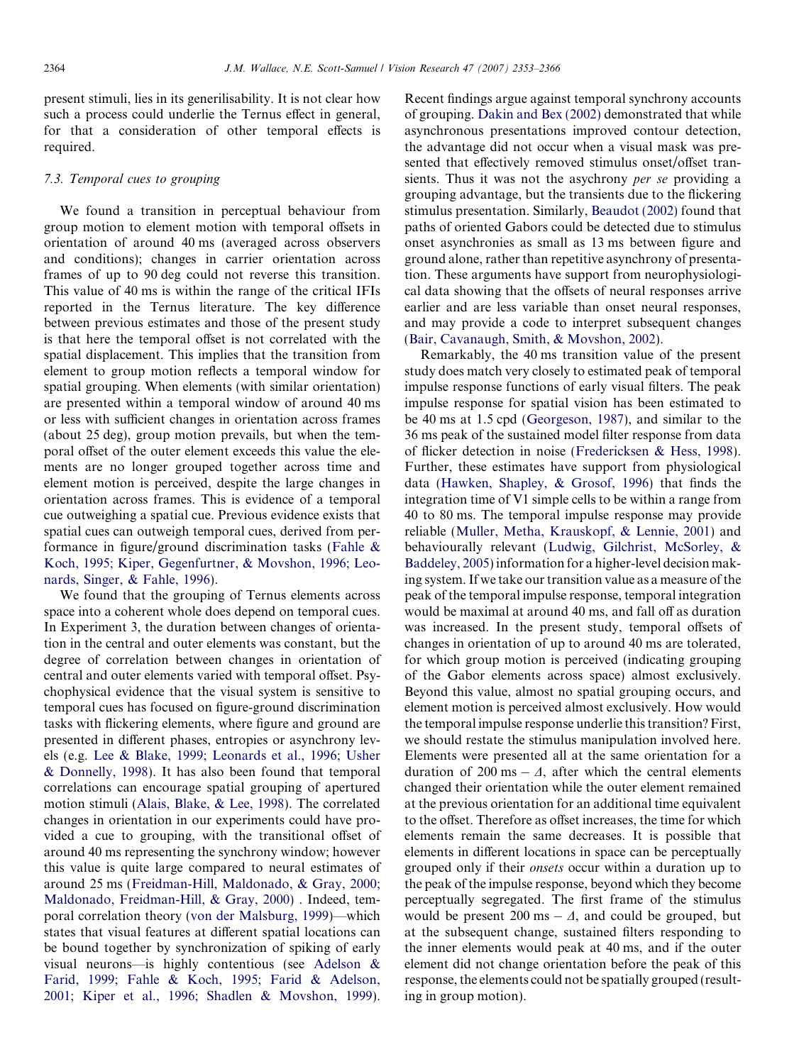present stimuli, lies in its generilisability. It is not clear how such a process could underlie the Ternus effect in general, for that a consideration of other temporal effects is required.

### 7.3. Temporal cues to grouping

We found a transition in perceptual behaviour from group motion to element motion with temporal offsets in orientation of around 40 ms (averaged across observers and conditions); changes in carrier orientation across frames of up to 90 deg could not reverse this transition. This value of 40 ms is within the range of the critical IFIs reported in the Ternus literature. The key difference between previous estimates and those of the present study is that here the temporal offset is not correlated with the spatial displacement. This implies that the transition from element to group motion reflects a temporal window for spatial grouping. When elements (with similar orientation) are presented within a temporal window of around 40 ms or less with sufficient changes in orientation across frames (about 25 deg), group motion prevails, but when the temporal offset of the outer element exceeds this value the elements are no longer grouped together across time and element motion is perceived, despite the large changes in orientation across frames. This is evidence of a temporal cue outweighing a spatial cue. Previous evidence exists that spatial cues can outweigh temporal cues, derived from performance in figure/ground discrimination tasks (Fahle & Koch, 1995; Kiper, Gegenfurtner, & Movshon, 1996; Leonards, Singer, & Fahle, 1996).

We found that the grouping of Ternus elements across space into a coherent whole does depend on temporal cues. In Experiment 3, the duration between changes of orientation in the central and outer elements was constant, but the degree of correlation between changes in orientation of central and outer elements varied with temporal offset. Psychophysical evidence that the visual system is sensitive to temporal cues has focused on figure-ground discrimination tasks with flickering elements, where figure and ground are presented in different phases, entropies or asynchrony levels (e.g. Lee & Blake, 1999; Leonards et al., 1996; Usher & Donnelly, 1998). It has also been found that temporal correlations can encourage spatial grouping of apertured motion stimuli (Alais, Blake, & Lee, 1998). The correlated changes in orientation in our experiments could have provided a cue to grouping, with the transitional offset of around 40 ms representing the synchrony window; however this value is quite large compared to neural estimates of around 25 ms (Freidman-Hill, Maldonado, & Gray, 2000; Maldonado, Freidman-Hill, & Gray, 2000) . Indeed, temporal correlation theory (von der Malsburg, 1999)—which states that visual features at different spatial locations can be bound together by synchronization of spiking of early visual neurons—is highly contentious (see Adelson & Farid, 1999; Fahle & Koch, 1995; Farid & Adelson, 2001; Kiper et al., 1996; Shadlen & Movshon, 1999). Recent findings argue against temporal synchrony accounts of grouping. Dakin and Bex (2002) demonstrated that while asynchronous presentations improved contour detection, the advantage did not occur when a visual mask was presented that effectively removed stimulus onset/offset transients. Thus it was not the asychrony *per se* providing a grouping advantage, but the transients due to the flickering stimulus presentation. Similarly, Beaudot (2002) found that paths of oriented Gabors could be detected due to stimulus onset asynchronies as small as 13 ms between figure and ground alone, rather than repetitive asynchrony of presentation. These arguments have support from neurophysiological data showing that the offsets of neural responses arrive earlier and are less variable than onset neural responses, and may provide a code to interpret subsequent changes (Bair, Cavanaugh, Smith, & Movshon, 2002).

Remarkably, the 40 ms transition value of the present study does match very closely to estimated peak of temporal impulse response functions of early visual filters. The peak impulse response for spatial vision has been estimated to be 40 ms at 1.5 cpd (Georgeson, 1987), and similar to the 36 ms peak of the sustained model filter response from data of flicker detection in noise (Fredericksen & Hess, 1998). Further, these estimates have support from physiological data (Hawken, Shapley, & Grosof, 1996) that finds the integration time of V1 simple cells to be within a range from 40 to 80 ms. The temporal impulse response may provide reliable (Muller, Metha, Krauskopf, & Lennie, 2001) and behaviourally relevant (Ludwig, Gilchrist, McSorley, & Baddeley, 2005) information for a higher-level decision making system. If we take our transition value as a measure of the peak of the temporal impulse response, temporal integration would be maximal at around 40 ms, and fall off as duration was increased. In the present study, temporal offsets of changes in orientation of up to around 40 ms are tolerated, for which group motion is perceived (indicating grouping of the Gabor elements across space) almost exclusively. Beyond this value, almost no spatial grouping occurs, and element motion is perceived almost exclusively. How would the temporal impulse response underlie this transition? First, we should restate the stimulus manipulation involved here. Elements were presented all at the same orientation for a duration of 200 ms $- \Delta$, after which the central elements changed their orientation while the outer element remained at the previous orientation for an additional time equivalent to the offset. Therefore as offset increases, the time for which elements remain the same decreases. It is possible that elements in different locations in space can be perceptually grouped only if their *onsets* occur within a duration up to the peak of the impulse response, beyond which they become perceptually segregated. The first frame of the stimulus would be present 200 ms $- \Delta$, and could be grouped, but at the subsequent change, sustained filters responding to the inner elements would peak at 40 ms, and if the outer element did not change orientation before the peak of this response, the elements could not be spatially grouped (resulting in group motion).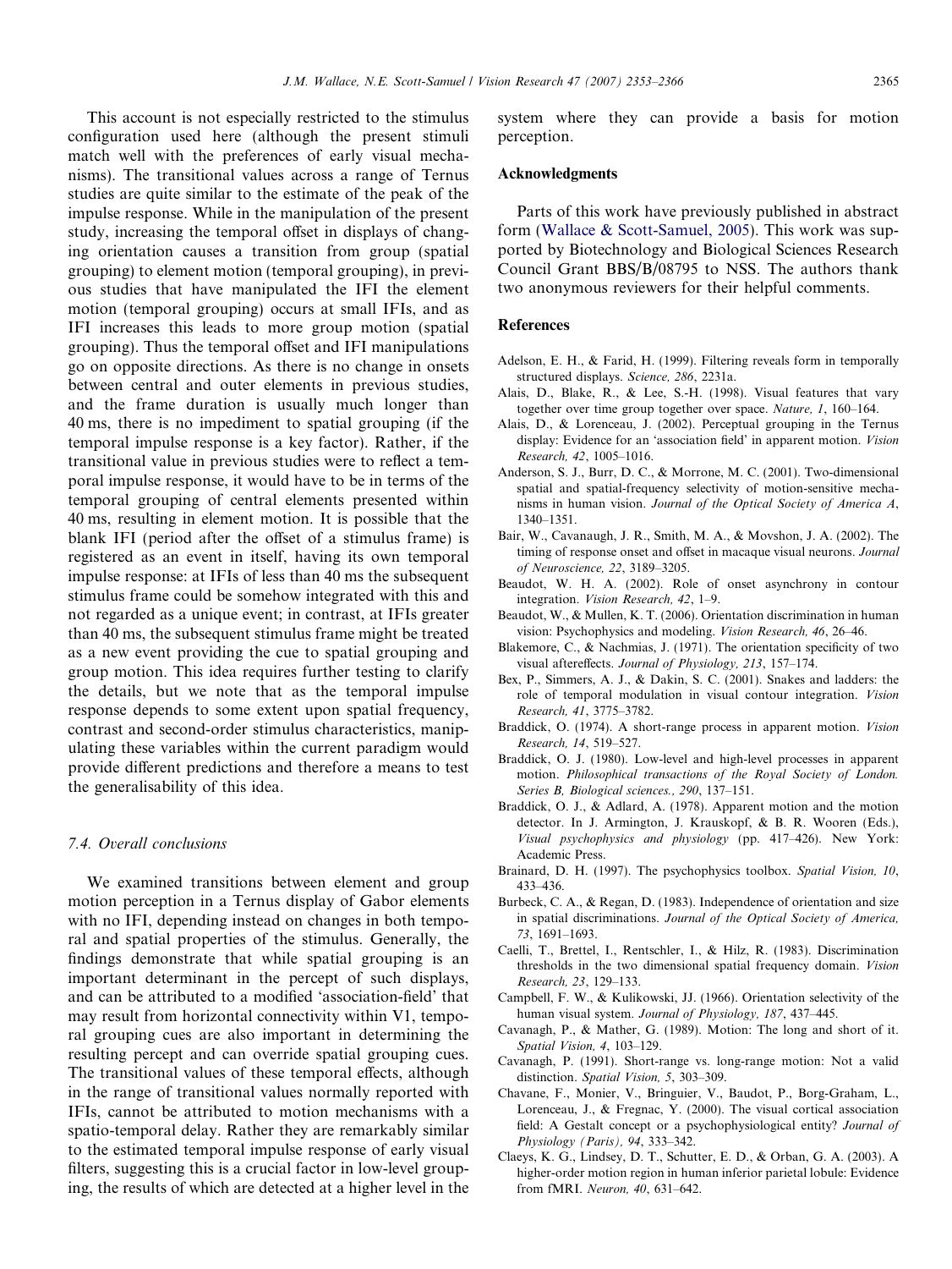This account is not especially restricted to the stimulus configuration used here (although the present stimuli match well with the preferences of early visual mechanisms). The transitional values across a range of Ternus studies are quite similar to the estimate of the peak of the impulse response. While in the manipulation of the present study, increasing the temporal offset in displays of changing orientation causes a transition from group (spatial grouping) to element motion (temporal grouping), in previous studies that have manipulated the IFI the element motion (temporal grouping) occurs at small IFIs, and as IFI increases this leads to more group motion (spatial grouping). Thus the temporal offset and IFI manipulations go on opposite directions. As there is no change in onsets between central and outer elements in previous studies, and the frame duration is usually much longer than 40 ms, there is no impediment to spatial grouping (if the temporal impulse response is a key factor). Rather, if the transitional value in previous studies were to reflect a temporal impulse response, it would have to be in terms of the temporal grouping of central elements presented within 40 ms, resulting in element motion. It is possible that the blank IFI (period after the offset of a stimulus frame) is registered as an event in itself, having its own temporal impulse response: at IFIs of less than 40 ms the subsequent stimulus frame could be somehow integrated with this and not regarded as a unique event; in contrast, at IFIs greater than 40 ms, the subsequent stimulus frame might be treated as a new event providing the cue to spatial grouping and group motion. This idea requires further testing to clarify the details, but we note that as the temporal impulse response depends to some extent upon spatial frequency, contrast and second-order stimulus characteristics, manipulating these variables within the current paradigm would provide different predictions and therefore a means to test the generalisability of this idea.

### 7.4. Overall conclusions

We examined transitions between element and group motion perception in a Ternus display of Gabor elements with no IFI, depending instead on changes in both temporal and spatial properties of the stimulus. Generally, the findings demonstrate that while spatial grouping is an important determinant in the percept of such displays, and can be attributed to a modified 'association-field' that may result from horizontal connectivity within V1, temporal grouping cues are also important in determining the resulting percept and can override spatial grouping cues. The transitional values of these temporal effects, although in the range of transitional values normally reported with IFIs, cannot be attributed to motion mechanisms with a spatio-temporal delay. Rather they are remarkably similar to the estimated temporal impulse response of early visual filters, suggesting this is a crucial factor in low-level grouping, the results of which are detected at a higher level in the system where they can provide a basis for motion perception.

## Acknowledgments

Parts of this work have previously published in abstract form (Wallace & Scott-Samuel, 2005). This work was supported by Biotechnology and Biological Sciences Research Council Grant BBS/B/08795 to NSS. The authors thank two anonymous reviewers for their helpful comments.

## References

Adelson, E. H., & Farid, H. (1999). Filtering reveals form in temporally structured displays. *Science, 286*, 2231a.

Alais, D., Blake, R., & Lee, S.-H. (1998). Visual features that vary together over time group together over space. *Nature, 1*, 160–164.

Alais, D., & Lorenceau, J. (2002). Perceptual grouping in the Ternus display: Evidence for an 'association field' in apparent motion. *Vision Research, 42*, 1005–1016.

Anderson, S. J., Burr, D. C., & Morrone, M. C. (2001). Two-dimensional spatial and spatial-frequency selectivity of motion-sensitive mechanisms in human vision. *Journal of the Optical Society of America A*, 1340–1351.

Bair, W., Cavanaugh, J. R., Smith, M. A., & Movshon, J. A. (2002). The timing of response onset and offset in macaque visual neurons. *Journal of Neuroscience, 22*, 3189–3205.

Beaudot, W. H. A. (2002). Role of onset asynchrony in contour integration. *Vision Research, 42*, 1–9.

Beaudot, W., & Mullen, K. T. (2006). Orientation discrimination in human vision: Psychophysics and modeling. *Vision Research, 46*, 26–46.

Blakemore, C., & Nachmias, J. (1971). The orientation specificity of two visual aftereffects. *Journal of Physiology, 213*, 157–174.

Bex, P., Simmers, A. J., & Dakin, S. C. (2001). Snakes and ladders: the role of temporal modulation in visual contour integration. *Vision Research, 41*, 3775–3782.

Braddick, O. (1974). A short-range process in apparent motion. *Vision Research, 14*, 519–527.

Braddick, O. J. (1980). Low-level and high-level processes in apparent motion. *Philosophical transactions of the Royal Society of London. Series B, Biological sciences., 290*, 137–151.

Braddick, O. J., & Adlard, A. (1978). Apparent motion and the motion detector. In J. Armington, J. Krauskopf, & B. R. Wooren (Eds.), *Visual psychophysics and physiology* (pp. 417–426). New York: Academic Press.

Brainard, D. H. (1997). The psychophysics toolbox. *Spatial Vision, 10*, 433–436.

Burbeck, C. A., & Regan, D. (1983). Independence of orientation and size in spatial discriminations. *Journal of the Optical Society of America, 73*, 1691–1693.

Caelli, T., Brettel, I., Rentschler, I., & Hilz, R. (1983). Discrimination thresholds in the two dimensional spatial frequency domain. *Vision Research, 23*, 129–133.

Campbell, F. W., & Kulikowski, JJ. (1966). Orientation selectivity of the human visual system. *Journal of Physiology, 187*, 437–445.

Cavanagh, P., & Mather, G. (1989). Motion: The long and short of it. *Spatial Vision, 4*, 103–129.

Cavanagh, P. (1991). Short-range vs. long-range motion: Not a valid distinction. *Spatial Vision, 5*, 303–309.

Chavane, F., Monier, V., Bringuier, V., Baudot, P., Borg-Graham, L., Lorenceau, J., & Fregnac, Y. (2000). The visual cortical association field: A Gestalt concept or a psychophysiological entity? *Journal of Physiology (Paris), 94*, 333–342.

Claeys, K. G., Lindsey, D. T., Schutter, E. D., & Orban, G. A. (2003). A higher-order motion region in human inferior parietal lobule: Evidence from fMRI. *Neuron, 40*, 631–642.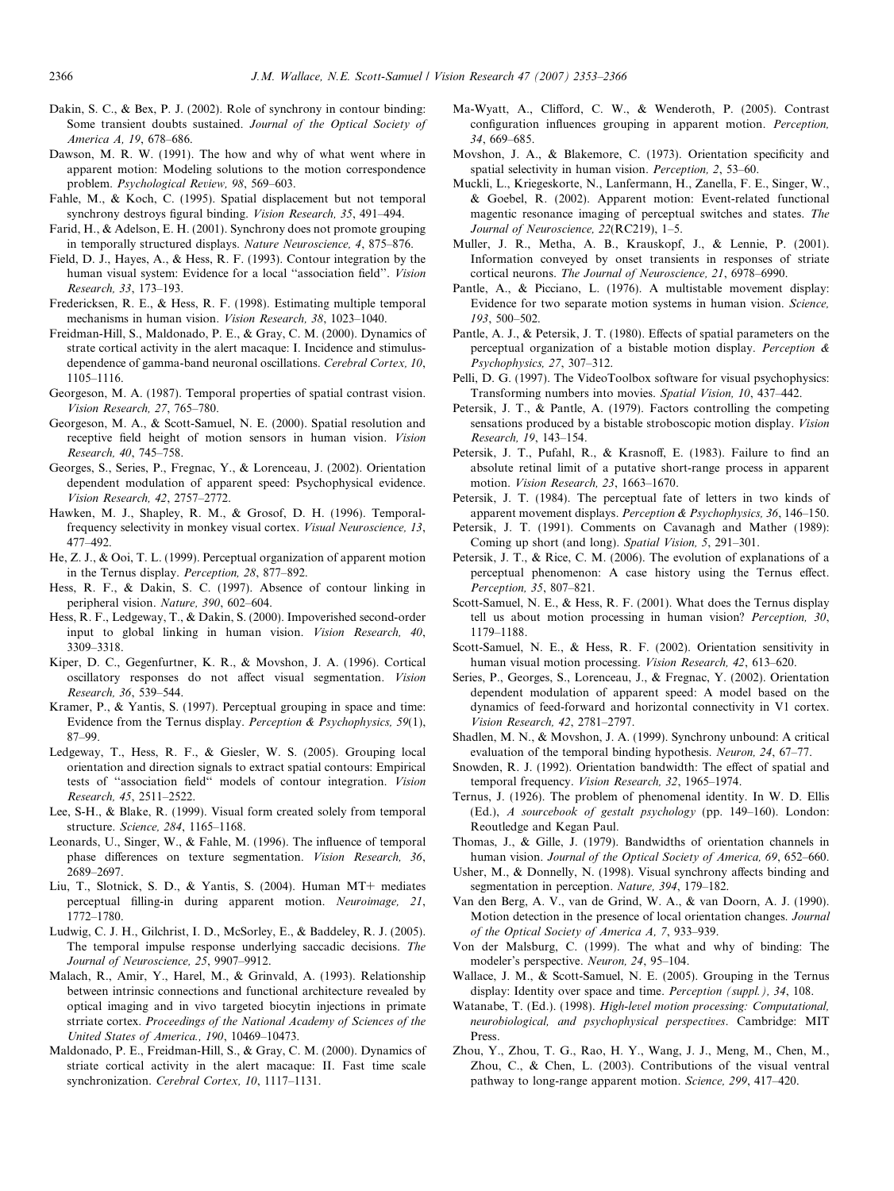Dakin, S. C., & Bex, P. J. (2002). Role of synchrony in contour binding: Some transient doubts sustained. *Journal of the Optical Society of America A, 19*, 678–686.

Dawson, M. R. W. (1991). The how and why of what went where in apparent motion: Modeling solutions to the motion correspondence problem. *Psychological Review, 98*, 569–603.

Fahle, M., & Koch, C. (1995). Spatial displacement but not temporal synchrony destroys figural binding. *Vision Research, 35*, 491–494.

Farid, H., & Adelson, E. H. (2001). Synchrony does not promote grouping in temporally structured displays. *Nature Neuroscience, 4*, 875–876.

Field, D. J., Hayes, A., & Hess, R. F. (1993). Contour integration by the human visual system: Evidence for a local ''association field''. *Vision Research, 33*, 173–193.

Fredericksen, R. E., & Hess, R. F. (1998). Estimating multiple temporal mechanisms in human vision. *Vision Research, 38*, 1023–1040.

Freidman-Hill, S., Maldonado, P. E., & Gray, C. M. (2000). Dynamics of strate cortical activity in the alert macaque: I. Incidence and stimulus-dependence of gamma-band neuronal oscillations. *Cerebral Cortex, 10*, 1105–1116.

Georgeson, M. A. (1987). Temporal properties of spatial contrast vision. *Vision Research, 27*, 765–780.

Georgeson, M. A., & Scott-Samuel, N. E. (2000). Spatial resolution and receptive field height of motion sensors in human vision. *Vision Research, 40*, 745–758.

Georges, S., Series, P., Fregnac, Y., & Lorenceau, J. (2002). Orientation dependent modulation of apparent speed: Psychophysical evidence. *Vision Research, 42*, 2757–2772.

Hawken, M. J., Shapley, R. M., & Grosof, D. H. (1996). Temporal-frequency selectivity in monkey visual cortex. *Visual Neuroscience, 13*, 477–492.

He, Z. J., & Ooi, T. L. (1999). Perceptual organization of apparent motion in the Ternus display. *Perception, 28*, 877–892.

Hess, R. F., & Dakin, S. C. (1997). Absence of contour linking in peripheral vision. *Nature, 390*, 602–604.

Hess, R. F., Ledgeway, T., & Dakin, S. (2000). Impoverished second-order input to global linking in human vision. *Vision Research, 40*, 3309–3318.

Kiper, D. C., Gegenfurtner, K. R., & Movshon, J. A. (1996). Cortical oscillatory responses do not affect visual segmentation. *Vision Research, 36*, 539–544.

Kramer, P., & Yantis, S. (1997). Perceptual grouping in space and time: Evidence from the Ternus display. *Perception & Psychophysics, 59*(1), 87–99.

Ledgeway, T., Hess, R. F., & Giesler, W. S. (2005). Grouping local orientation and direction signals to extract spatial contours: Empirical tests of ''association field'' models of contour integration. *Vision Research, 45*, 2511–2522.

Lee, S-H., & Blake, R. (1999). Visual form created solely from temporal structure. *Science, 284*, 1165–1168.

Leonards, U., Singer, W., & Fahle, M. (1996). The influence of temporal phase differences on texture segmentation. *Vision Research, 36*, 2689–2697.

Liu, T., Slotnick, S. D., & Yantis, S. (2004). Human MT+ mediates perceptual filling-in during apparent motion. *Neuroimage, 21*, 1772–1780.

Ludwig, C. J. H., Gilchrist, I. D., McSorley, E., & Baddeley, R. J. (2005). The temporal impulse response underlying saccadic decisions. *The Journal of Neuroscience, 25*, 9907–9912.

Malach, R., Amir, Y., Harel, M., & Grinvald, A. (1993). Relationship between intrinsic connections and functional architecture revealed by optical imaging and in vivo targeted biocytin injections in primate strriate cortex. *Proceedings of the National Academy of Sciences of the United States of America., 190*, 10469–10473.

Maldonado, P. E., Freidman-Hill, S., & Gray, C. M. (2000). Dynamics of striate cortical activity in the alert macaque: II. Fast time scale synchronization. *Cerebral Cortex, 10*, 1117–1131.

Ma-Wyatt, A., Clifford, C. W., & Wenderoth, P. (2005). Contrast configuration influences grouping in apparent motion. *Perception, 34*, 669–685.

Movshon, J. A., & Blakemore, C. (1973). Orientation specificity and spatial selectivity in human vision. *Perception, 2*, 53–60.

Muckli, L., Kriegeskorte, N., Lanfermann, H., Zanella, F. E., Singer, W., & Goebel, R. (2002). Apparent motion: Event-related functional magentic resonance imaging of perceptual switches and states. *The Journal of Neuroscience, 22*(RC219), 1–5.

Muller, J. R., Metha, A. B., Krauskopf, J., & Lennie, P. (2001). Information conveyed by onset transients in responses of striate cortical neurons. *The Journal of Neuroscience, 21*, 6978–6990.

Pantle, A., & Picciano, L. (1976). A multistable movement display: Evidence for two separate motion systems in human vision. *Science, 193*, 500–502.

Pantle, A. J., & Petersik, J. T. (1980). Effects of spatial parameters on the perceptual organization of a bistable motion display. *Perception & Psychophysics, 27*, 307–312.

Pelli, D. G. (1997). The VideoToolbox software for visual psychophysics: Transforming numbers into movies. *Spatial Vision, 10*, 437–442.

Petersik, J. T., & Pantle, A. (1979). Factors controlling the competing sensations produced by a bistable stroboscopic motion display. *Vision Research, 19*, 143–154.

Petersik, J. T., Pufahl, R., & Krasnoff, E. (1983). Failure to find an absolute retinal limit of a putative short-range process in apparent motion. *Vision Research, 23*, 1663–1670.

Petersik, J. T. (1984). The perceptual fate of letters in two kinds of apparent movement displays. *Perception & Psychophysics, 36*, 146–150.

Petersik, J. T. (1991). Comments on Cavanagh and Mather (1989): Coming up short (and long). *Spatial Vision, 5*, 291–301.

Petersik, J. T., & Rice, C. M. (2006). The evolution of explanations of a perceptual phenomenon: A case history using the Ternus effect. *Perception, 35*, 807–821.

Scott-Samuel, N. E., & Hess, R. F. (2001). What does the Ternus display tell us about motion processing in human vision? *Perception, 30*, 1179–1188.

Scott-Samuel, N. E., & Hess, R. F. (2002). Orientation sensitivity in human visual motion processing. *Vision Research, 42*, 613–620.

Series, P., Georges, S., Lorenceau, J., & Fregnac, Y. (2002). Orientation dependent modulation of apparent speed: A model based on the dynamics of feed-forward and horizontal connectivity in V1 cortex. *Vision Research, 42*, 2781–2797.

Shadlen, M. N., & Movshon, J. A. (1999). Synchrony unbound: A critical evaluation of the temporal binding hypothesis. *Neuron, 24*, 67–77.

Snowden, R. J. (1992). Orientation bandwidth: The effect of spatial and temporal frequency. *Vision Research, 32*, 1965–1974.

Ternus, J. (1926). The problem of phenomenal identity. In W. D. Ellis (Ed.), *A sourcebook of gestalt psychology* (pp. 149–160). London: Reoutledge and Kegan Paul.

Thomas, J., & Gille, J. (1979). Bandwidths of orientation channels in human vision. *Journal of the Optical Society of America, 69*, 652–660.

Usher, M., & Donnelly, N. (1998). Visual synchrony affects binding and segmentation in perception. *Nature, 394*, 179–182.

Van den Berg, A. V., van de Grind, W. A., & van Doorn, A. J. (1990). Motion detection in the presence of local orientation changes. *Journal of the Optical Society of America A, 7*, 933–939.

Von der Malsburg, C. (1999). The what and why of binding: The modeler's perspective. *Neuron, 24*, 95–104.

Wallace, J. M., & Scott-Samuel, N. E. (2005). Grouping in the Ternus display: Identity over space and time. *Perception (suppl.), 34*, 108.

Watanabe, T. (Ed.). (1998). *High-level motion processing: Computational, neurobiological, and psychophysical perspectives*. Cambridge: MIT Press.

Zhou, Y., Zhou, T. G., Rao, H. Y., Wang, J. J., Meng, M., Chen, M., Zhou, C., & Chen, L. (2003). Contributions of the visual ventral pathway to long-range apparent motion. *Science, 299*, 417–420.